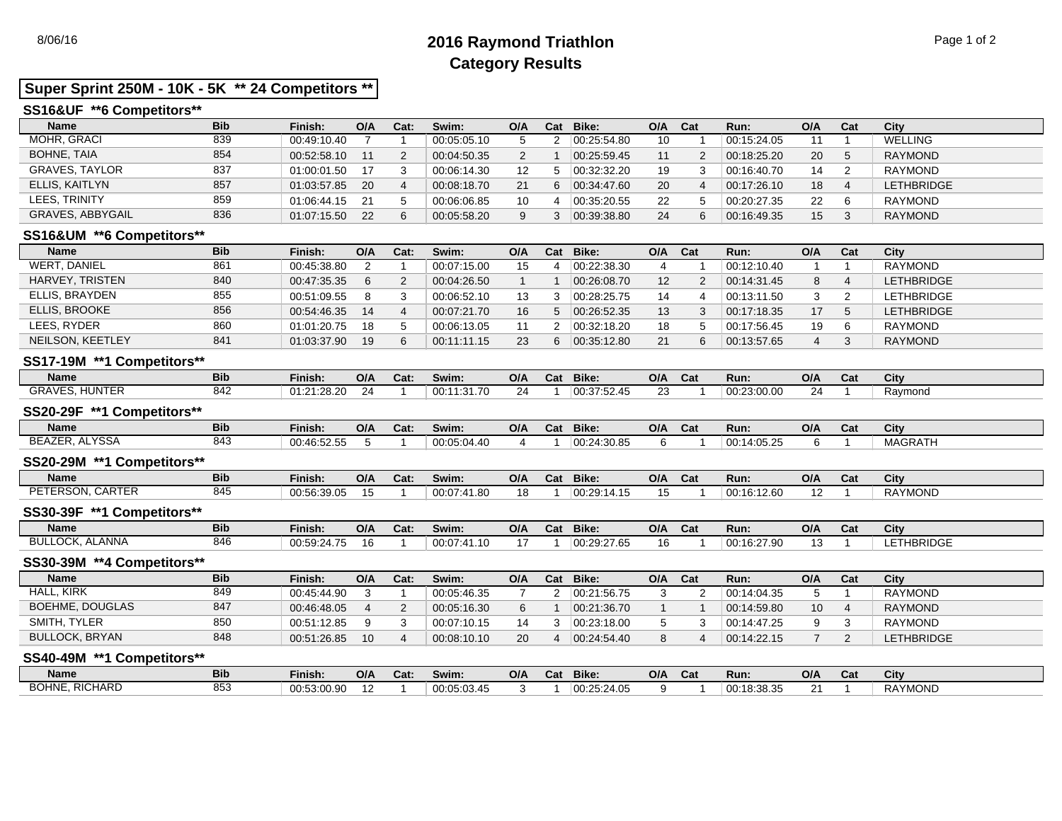# 2016 Raymond Triathlon
## Category Results

**Super Sprint 250M - 10K - 5K ** 24 Competitors ****

### SS16&UF **6 Competitors**

| Name | Bib | Finish: | O/A | Cat: | Swim: | O/A | Cat | Bike: | O/A | Cat | Run: | O/A | Cat | City |
|---|---|---|---|---|---|---|---|---|---|---|---|---|---|---|
| MOHR, GRACI | 839 | 00:49:10.40 | 7 | 1 | 00:05:05.10 | 5 | 2 | 00:25:54.80 | 10 | 1 | 00:15:24.05 | 11 | 1 | WELLING |
| BOHNE, TAIA | 854 | 00:52:58.10 | 11 | 2 | 00:04:50.35 | 2 | 1 | 00:25:59.45 | 11 | 2 | 00:18:25.20 | 20 | 5 | RAYMOND |
| GRAVES, TAYLOR | 837 | 01:00:01.50 | 17 | 3 | 00:06:14.30 | 12 | 5 | 00:32:32.20 | 19 | 3 | 00:16:40.70 | 14 | 2 | RAYMOND |
| ELLIS, KAITLYN | 857 | 01:03:57.85 | 20 | 4 | 00:08:18.70 | 21 | 6 | 00:34:47.60 | 20 | 4 | 00:17:26.10 | 18 | 4 | LETHBRIDGE |
| LEES, TRINITY | 859 | 01:06:44.15 | 21 | 5 | 00:06:06.85 | 10 | 4 | 00:35:20.55 | 22 | 5 | 00:20:27.35 | 22 | 6 | RAYMOND |
| GRAVES, ABBYGAIL | 836 | 01:07:15.50 | 22 | 6 | 00:05:58.20 | 9 | 3 | 00:39:38.80 | 24 | 6 | 00:16:49.35 | 15 | 3 | RAYMOND |

### SS16&UM **6 Competitors**

| Name | Bib | Finish: | O/A | Cat: | Swim: | O/A | Cat | Bike: | O/A | Cat | Run: | O/A | Cat | City |
|---|---|---|---|---|---|---|---|---|---|---|---|---|---|---|
| WERT, DANIEL | 861 | 00:45:38.80 | 2 | 1 | 00:07:15.00 | 15 | 4 | 00:22:38.30 | 4 | 1 | 00:12:10.40 | 1 | 1 | RAYMOND |
| HARVEY, TRISTEN | 840 | 00:47:35.35 | 6 | 2 | 00:04:26.50 | 1 | 1 | 00:26:08.70 | 12 | 2 | 00:14:31.45 | 8 | 4 | LETHBRIDGE |
| ELLIS, BRAYDEN | 855 | 00:51:09.55 | 8 | 3 | 00:06:52.10 | 13 | 3 | 00:28:25.75 | 14 | 4 | 00:13:11.50 | 3 | 2 | LETHBRIDGE |
| ELLIS, BROOKE | 856 | 00:54:46.35 | 14 | 4 | 00:07:21.70 | 16 | 5 | 00:26:52.35 | 13 | 3 | 00:17:18.35 | 17 | 5 | LETHBRIDGE |
| LEES, RYDER | 860 | 01:01:20.75 | 18 | 5 | 00:06:13.05 | 11 | 2 | 00:32:18.20 | 18 | 5 | 00:17:56.45 | 19 | 6 | RAYMOND |
| NEILSON, KEETLEY | 841 | 01:03:37.90 | 19 | 6 | 00:11:11.15 | 23 | 6 | 00:35:12.80 | 21 | 6 | 00:13:57.65 | 4 | 3 | RAYMOND |

### SS17-19M **1 Competitors**

| Name | Bib | Finish: | O/A | Cat: | Swim: | O/A | Cat | Bike: | O/A | Cat | Run: | O/A | Cat | City |
|---|---|---|---|---|---|---|---|---|---|---|---|---|---|---|
| GRAVES, HUNTER | 842 | 01:21:28.20 | 24 | 1 | 00:11:31.70 | 24 | 1 | 00:37:52.45 | 23 | 1 | 00:23:00.00 | 24 | 1 | Raymond |

### SS20-29F **1 Competitors**

| Name | Bib | Finish: | O/A | Cat: | Swim: | O/A | Cat | Bike: | O/A | Cat | Run: | O/A | Cat | City |
|---|---|---|---|---|---|---|---|---|---|---|---|---|---|---|
| BEAZER, ALYSSA | 843 | 00:46:52.55 | 5 | 1 | 00:05:04.40 | 4 | 1 | 00:24:30.85 | 6 | 1 | 00:14:05.25 | 6 | 1 | MAGRATH |

### SS20-29M **1 Competitors**

| Name | Bib | Finish: | O/A | Cat: | Swim: | O/A | Cat | Bike: | O/A | Cat | Run: | O/A | Cat | City |
|---|---|---|---|---|---|---|---|---|---|---|---|---|---|---|
| PETERSON, CARTER | 845 | 00:56:39.05 | 15 | 1 | 00:07:41.80 | 18 | 1 | 00:29:14.15 | 15 | 1 | 00:16:12.60 | 12 | 1 | RAYMOND |

### SS30-39F **1 Competitors**

| Name | Bib | Finish: | O/A | Cat: | Swim: | O/A | Cat | Bike: | O/A | Cat | Run: | O/A | Cat | City |
|---|---|---|---|---|---|---|---|---|---|---|---|---|---|---|
| BULLOCK, ALANNA | 846 | 00:59:24.75 | 16 | 1 | 00:07:41.10 | 17 | 1 | 00:29:27.65 | 16 | 1 | 00:16:27.90 | 13 | 1 | LETHBRIDGE |

### SS30-39M **4 Competitors**

| Name | Bib | Finish: | O/A | Cat: | Swim: | O/A | Cat | Bike: | O/A | Cat | Run: | O/A | Cat | City |
|---|---|---|---|---|---|---|---|---|---|---|---|---|---|---|
| HALL, KIRK | 849 | 00:45:44.90 | 3 | 1 | 00:05:46.35 | 7 | 2 | 00:21:56.75 | 3 | 2 | 00:14:04.35 | 5 | 1 | RAYMOND |
| BOEHME, DOUGLAS | 847 | 00:46:48.05 | 4 | 2 | 00:05:16.30 | 6 | 1 | 00:21:36.70 | 1 | 1 | 00:14:59.80 | 10 | 4 | RAYMOND |
| SMITH, TYLER | 850 | 00:51:12.85 | 9 | 3 | 00:07:10.15 | 14 | 3 | 00:23:18.00 | 5 | 3 | 00:14:47.25 | 9 | 3 | RAYMOND |
| BULLOCK, BRYAN | 848 | 00:51:26.85 | 10 | 4 | 00:08:10.10 | 20 | 4 | 00:24:54.40 | 8 | 4 | 00:14:22.15 | 7 | 2 | LETHBRIDGE |

### SS40-49M **1 Competitors**

| Name | Bib | Finish: | O/A | Cat: | Swim: | O/A | Cat | Bike: | O/A | Cat | Run: | O/A | Cat | City |
|---|---|---|---|---|---|---|---|---|---|---|---|---|---|---|
| BOHNE, RICHARD | 853 | 00:53:00.90 | 12 | 1 | 00:05:03.45 | 3 | 1 | 00:25:24.05 | 9 | 1 | 00:18:38.35 | 21 | 1 | RAYMOND |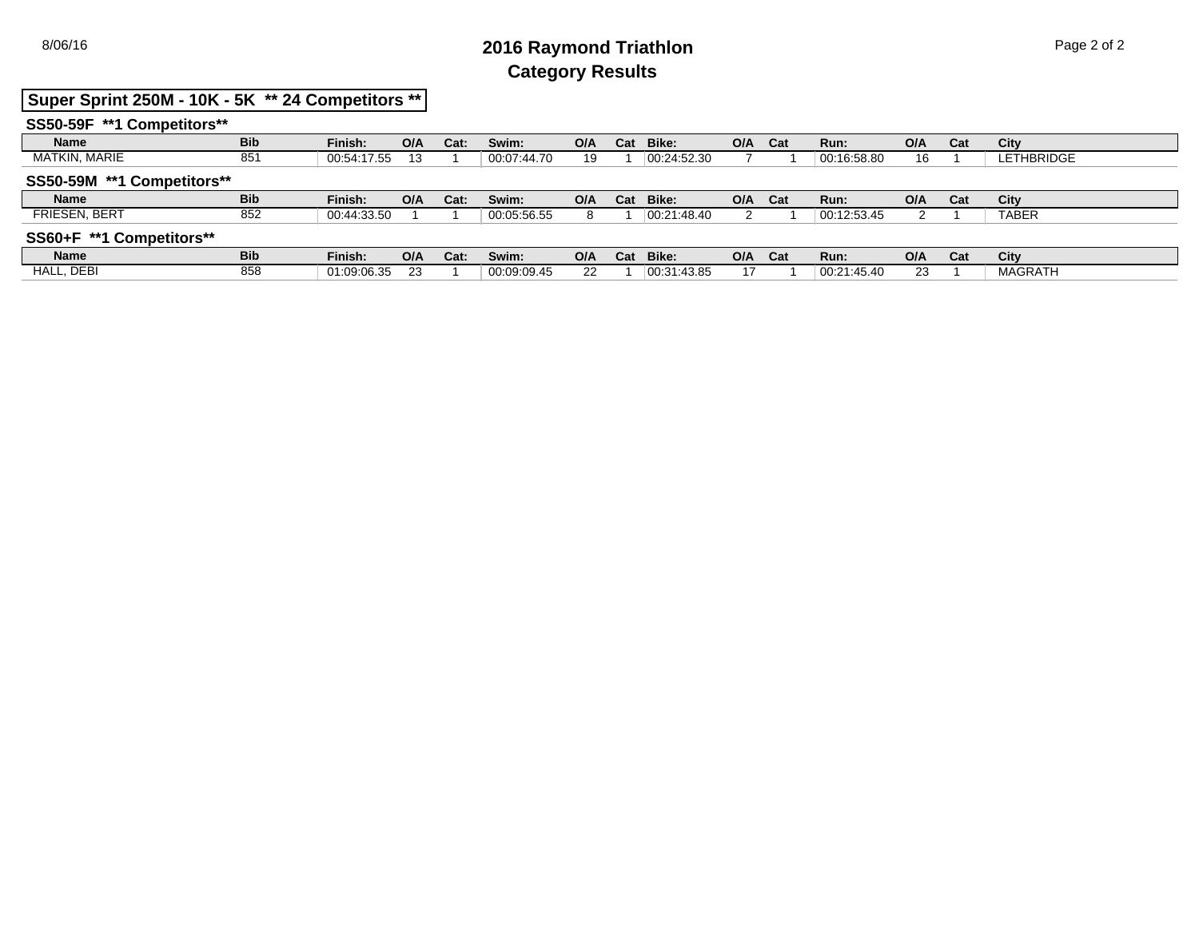# 2016 Raymond Triathlon
## Category Results

**Super Sprint 250M - 10K - 5K ** 24 Competitors ****

### SS50-59F **1 Competitors**

| Name | Bib | Finish: | O/A | Cat: | Swim: | O/A | Cat | Bike: | O/A | Cat | Run: | O/A | Cat | City |
|---|---|---|---|---|---|---|---|---|---|---|---|---|---|---|
| MATKIN, MARIE | 851 | 00:54:17.55 | 13 | 1 | 00:07:44.70 | 19 | 1 | 00:24:52.30 | 7 | 1 | 00:16:58.80 | 16 | 1 | LETHBRIDGE |

### SS50-59M **1 Competitors**

| Name | Bib | Finish: | O/A | Cat: | Swim: | O/A | Cat | Bike: | O/A | Cat | Run: | O/A | Cat | City |
|---|---|---|---|---|---|---|---|---|---|---|---|---|---|---|
| FRIESEN, BERT | 852 | 00:44:33.50 | 1 | 1 | 00:05:56.55 | 8 | 1 | 00:21:48.40 | 2 | 1 | 00:12:53.45 | 2 | 1 | TABER |

### SS60+F **1 Competitors**

| Name | Bib | Finish: | O/A | Cat: | Swim: | O/A | Cat | Bike: | O/A | Cat | Run: | O/A | Cat | City |
|---|---|---|---|---|---|---|---|---|---|---|---|---|---|---|
| HALL, DEBI | 858 | 01:09:06.35 | 23 | 1 | 00:09:09.45 | 22 | 1 | 00:31:43.85 | 17 | 1 | 00:21:45.40 | 23 | 1 | MAGRATH |